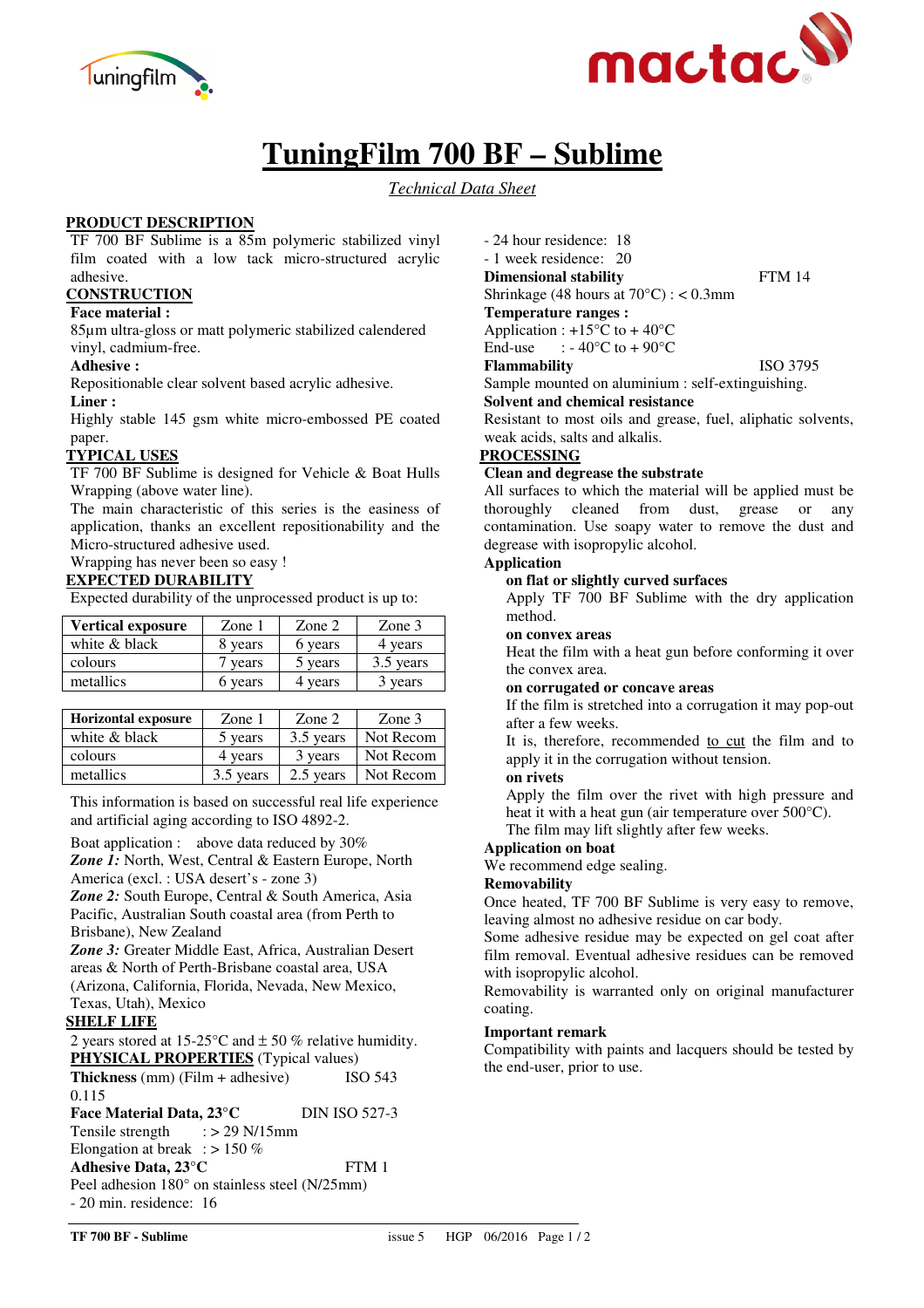# TuningFilm 700 BF – Sublime

*Technical Data Sheet*

## PRODUCT DESCRIPTION

TF 700 BF Sublime is a 85m polymeric stabilized vinyl film coated with a low tack micro-structured acrylic adhesive.

## CONSTRUCTION

**Face material :**

85µm ultra-gloss or matt polymeric stabilized calendered vinyl, cadmium-free.

**Adhesive :**

Repositionable clear solvent based acrylic adhesive.

**Liner :**

Highly stable 145 gsm white micro-embossed PE coated paper.

## TYPICAL USES

TF 700 BF Sublime is designed for Vehicle & Boat Hulls Wrapping (above water line).

The main characteristic of this series is the easiness of application, thanks an excellent repositionability and the Micro-structured adhesive used.

Wrapping has never been so easy !

## EXPECTED DURABILITY

Expected durability of the unprocessed product is up to:

| Vertical exposure | Zone 1 | Zone 2 | Zone 3 |
|---|---|---|---|
| white & black | 8 years | 6 years | 4 years |
| colours | 7 years | 5 years | 3.5 years |
| metallics | 6 years | 4 years | 3 years |

| Horizontal exposure | Zone 1 | Zone 2 | Zone 3 |
|---|---|---|---|
| white & black | 5 years | 3.5 years | Not Recom |
| colours | 4 years | 3 years | Not Recom |
| metallics | 3.5 years | 2.5 years | Not Recom |

This information is based on successful real life experience and artificial aging according to ISO 4892-2.

Boat application : above data reduced by 30%

***Zone 1:*** North, West, Central & Eastern Europe, North America (excl. : USA desert's - zone 3)

***Zone 2:*** South Europe, Central & South America, Asia Pacific, Australian South coastal area (from Perth to Brisbane), New Zealand

***Zone 3:*** Greater Middle East, Africa, Australian Desert areas & North of Perth-Brisbane coastal area, USA (Arizona, California, Florida, Nevada, New Mexico, Texas, Utah), Mexico

## SHELF LIFE

2 years stored at 15-25°C and ± 50 % relative humidity.

## PHYSICAL PROPERTIES (Typical values)

**Thickness** (mm) (Film + adhesive) ISO 543

0.115

**Face Material Data, 23°C** DIN ISO 527-3

Tensile strength : > 29 N/15mm

Elongation at break : > 150 %

**Adhesive Data, 23°C** FTM 1

Peel adhesion 180° on stainless steel (N/25mm)

- 20 min. residence: 16
- 24 hour residence: 18
- 1 week residence: 20

**Dimensional stability** FTM 14

Shrinkage (48 hours at 70°C) : < 0.3mm

**Temperature ranges :**

Application : +15°C to + 40°C

End-use : - 40°C to + 90°C

**Flammability** ISO 3795

Sample mounted on aluminium : self-extinguishing.

**Solvent and chemical resistance**

Resistant to most oils and grease, fuel, aliphatic solvents, weak acids, salts and alkalis.

## PROCESSING

**Clean and degrease the substrate**

All surfaces to which the material will be applied must be thoroughly cleaned from dust, grease or any contamination. Use soapy water to remove the dust and degrease with isopropylic alcohol.

**Application**

**on flat or slightly curved surfaces**

Apply TF 700 BF Sublime with the dry application method.

**on convex areas**

Heat the film with a heat gun before conforming it over the convex area.

**on corrugated or concave areas**

If the film is stretched into a corrugation it may pop-out after a few weeks.

It is, therefore, recommended to cut the film and to apply it in the corrugation without tension.

**on rivets**

Apply the film over the rivet with high pressure and heat it with a heat gun (air temperature over 500°C).

The film may lift slightly after few weeks.

**Application on boat**

We recommend edge sealing.

**Removability**

Once heated, TF 700 BF Sublime is very easy to remove, leaving almost no adhesive residue on car body.

Some adhesive residue may be expected on gel coat after film removal. Eventual adhesive residues can be removed with isopropylic alcohol.

Removability is warranted only on original manufacturer coating.

**Important remark**

Compatibility with paints and lacquers should be tested by the end-user, prior to use.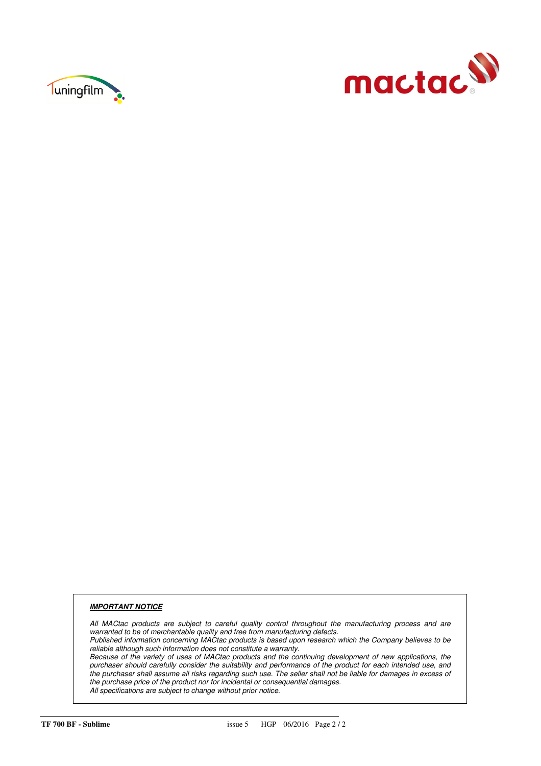***IMPORTANT NOTICE***

*All MACtac products are subject to careful quality control throughout the manufacturing process and are warranted to be of merchantable quality and free from manufacturing defects.*
*Published information concerning MACtac products is based upon research which the Company believes to be reliable although such information does not constitute a warranty.*
*Because of the variety of uses of MACtac products and the continuing development of new applications, the purchaser should carefully consider the suitability and performance of the product for each intended use, and the purchaser shall assume all risks regarding such use. The seller shall not be liable for damages in excess of the purchase price of the product nor for incidental or consequential damages.*
*All specifications are subject to change without prior notice.*